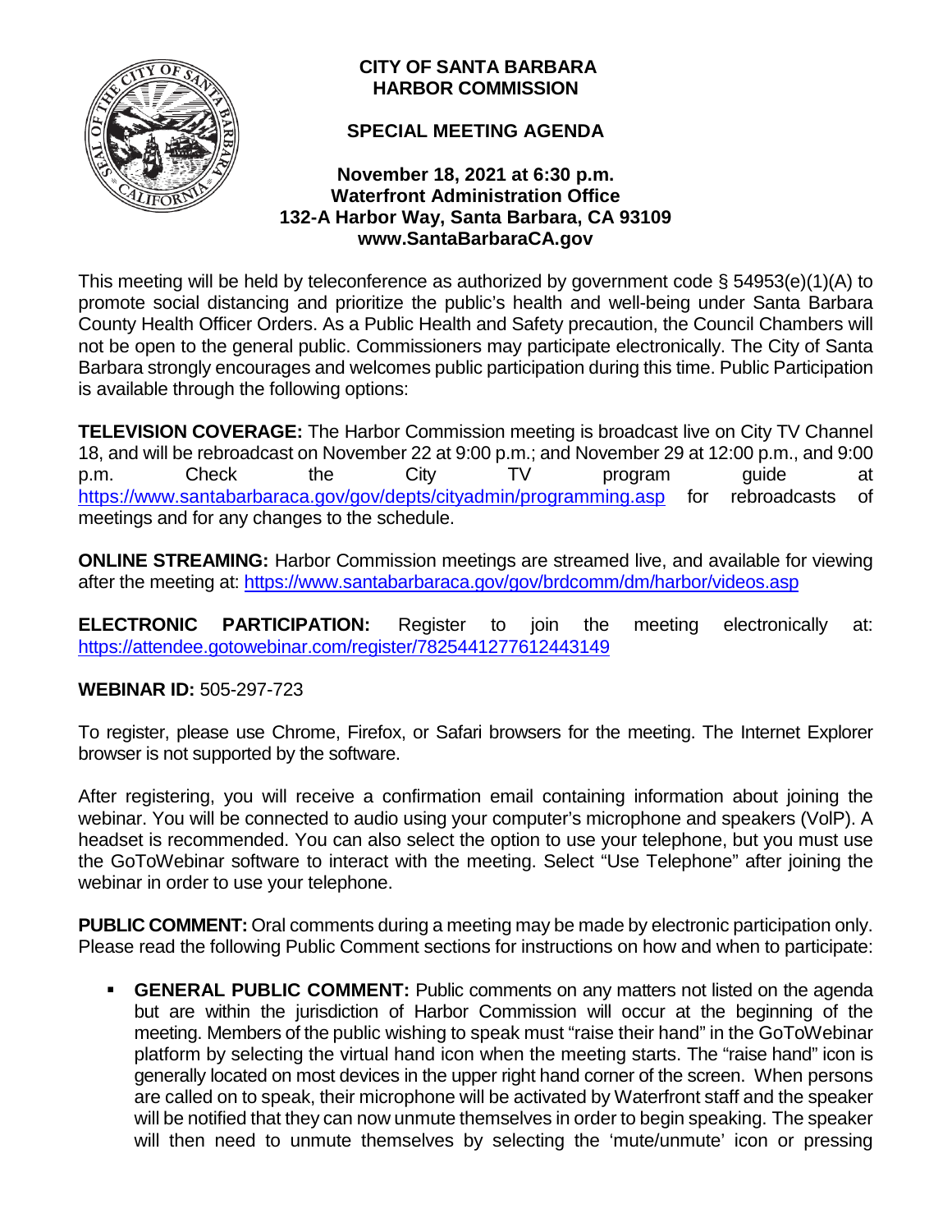# CITY OF SANTA BARBARA HARBOR COMMISSION

## SPECIAL MEETING AGENDA

**November 18, 2021 at 6:30 p.m.**
**Waterfront Administration Office**
**132-A Harbor Way, Santa Barbara, CA 93109**
**www.SantaBarbaraCA.gov**

This meeting will be held by teleconference as authorized by government code § 54953(e)(1)(A) to promote social distancing and prioritize the public's health and well-being under Santa Barbara County Health Officer Orders. As a Public Health and Safety precaution, the Council Chambers will not be open to the general public. Commissioners may participate electronically. The City of Santa Barbara strongly encourages and welcomes public participation during this time. Public Participation is available through the following options:

**TELEVISION COVERAGE:** The Harbor Commission meeting is broadcast live on City TV Channel 18, and will be rebroadcast on November 22 at 9:00 p.m.; and November 29 at 12:00 p.m., and 9:00 p.m. Check the City TV program guide at https://www.santabarbaraca.gov/gov/depts/cityadmin/programming.asp for rebroadcasts of meetings and for any changes to the schedule.

**ONLINE STREAMING:** Harbor Commission meetings are streamed live, and available for viewing after the meeting at: https://www.santabarbaraca.gov/gov/brdcomm/dm/harbor/videos.asp

**ELECTRONIC PARTICIPATION:** Register to join the meeting electronically at: https://attendee.gotowebinar.com/register/7825441277612443149

**WEBINAR ID:** 505-297-723

To register, please use Chrome, Firefox, or Safari browsers for the meeting. The Internet Explorer browser is not supported by the software.

After registering, you will receive a confirmation email containing information about joining the webinar. You will be connected to audio using your computer's microphone and speakers (VoIP). A headset is recommended. You can also select the option to use your telephone, but you must use the GoToWebinar software to interact with the meeting. Select "Use Telephone" after joining the webinar in order to use your telephone.

**PUBLIC COMMENT:** Oral comments during a meeting may be made by electronic participation only. Please read the following Public Comment sections for instructions on how and when to participate:

- **GENERAL PUBLIC COMMENT:** Public comments on any matters not listed on the agenda but are within the jurisdiction of Harbor Commission will occur at the beginning of the meeting. Members of the public wishing to speak must "raise their hand" in the GoToWebinar platform by selecting the virtual hand icon when the meeting starts. The "raise hand" icon is generally located on most devices in the upper right hand corner of the screen. When persons are called on to speak, their microphone will be activated by Waterfront staff and the speaker will be notified that they can now unmute themselves in order to begin speaking. The speaker will then need to unmute themselves by selecting the 'mute/unmute' icon or pressing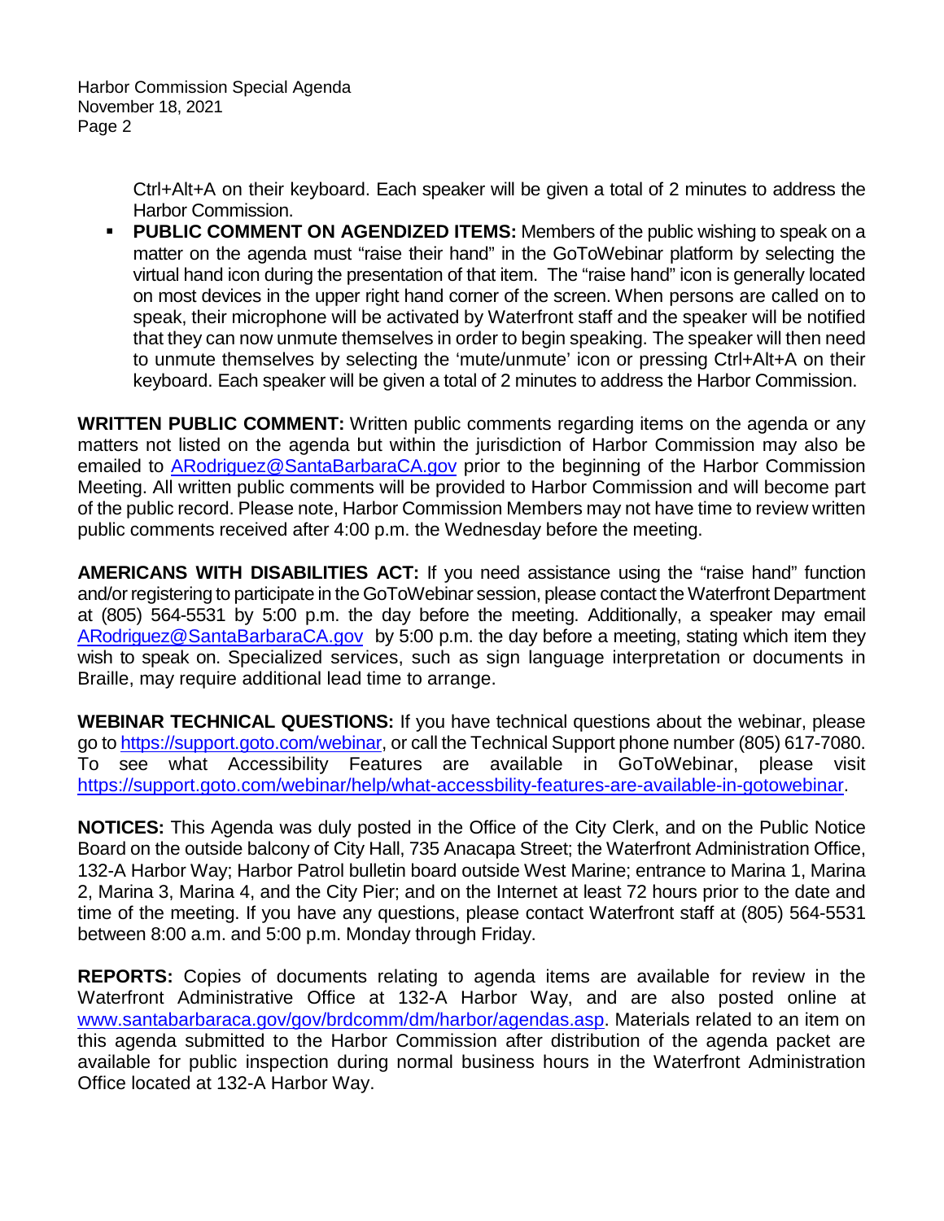Ctrl+Alt+A on their keyboard. Each speaker will be given a total of 2 minutes to address the Harbor Commission.

- **PUBLIC COMMENT ON AGENDIZED ITEMS:** Members of the public wishing to speak on a matter on the agenda must "raise their hand" in the GoToWebinar platform by selecting the virtual hand icon during the presentation of that item. The "raise hand" icon is generally located on most devices in the upper right hand corner of the screen. When persons are called on to speak, their microphone will be activated by Waterfront staff and the speaker will be notified that they can now unmute themselves in order to begin speaking. The speaker will then need to unmute themselves by selecting the 'mute/unmute' icon or pressing Ctrl+Alt+A on their keyboard. Each speaker will be given a total of 2 minutes to address the Harbor Commission.

**WRITTEN PUBLIC COMMENT:** Written public comments regarding items on the agenda or any matters not listed on the agenda but within the jurisdiction of Harbor Commission may also be emailed to ARodriguez@SantaBarbaraCA.gov prior to the beginning of the Harbor Commission Meeting. All written public comments will be provided to Harbor Commission and will become part of the public record. Please note, Harbor Commission Members may not have time to review written public comments received after 4:00 p.m. the Wednesday before the meeting.

**AMERICANS WITH DISABILITIES ACT:** If you need assistance using the "raise hand" function and/or registering to participate in the GoToWebinar session, please contact the Waterfront Department at (805) 564-5531 by 5:00 p.m. the day before the meeting. Additionally, a speaker may email ARodriguez@SantaBarbaraCA.gov by 5:00 p.m. the day before a meeting, stating which item they wish to speak on. Specialized services, such as sign language interpretation or documents in Braille, may require additional lead time to arrange.

**WEBINAR TECHNICAL QUESTIONS:** If you have technical questions about the webinar, please go to https://support.goto.com/webinar, or call the Technical Support phone number (805) 617-7080. To see what Accessibility Features are available in GoToWebinar, please visit https://support.goto.com/webinar/help/what-accessbility-features-are-available-in-gotowebinar.

**NOTICES:** This Agenda was duly posted in the Office of the City Clerk, and on the Public Notice Board on the outside balcony of City Hall, 735 Anacapa Street; the Waterfront Administration Office, 132-A Harbor Way; Harbor Patrol bulletin board outside West Marine; entrance to Marina 1, Marina 2, Marina 3, Marina 4, and the City Pier; and on the Internet at least 72 hours prior to the date and time of the meeting. If you have any questions, please contact Waterfront staff at (805) 564-5531 between 8:00 a.m. and 5:00 p.m. Monday through Friday.

**REPORTS:** Copies of documents relating to agenda items are available for review in the Waterfront Administrative Office at 132-A Harbor Way, and are also posted online at www.santabarbaraca.gov/gov/brdcomm/dm/harbor/agendas.asp. Materials related to an item on this agenda submitted to the Harbor Commission after distribution of the agenda packet are available for public inspection during normal business hours in the Waterfront Administration Office located at 132-A Harbor Way.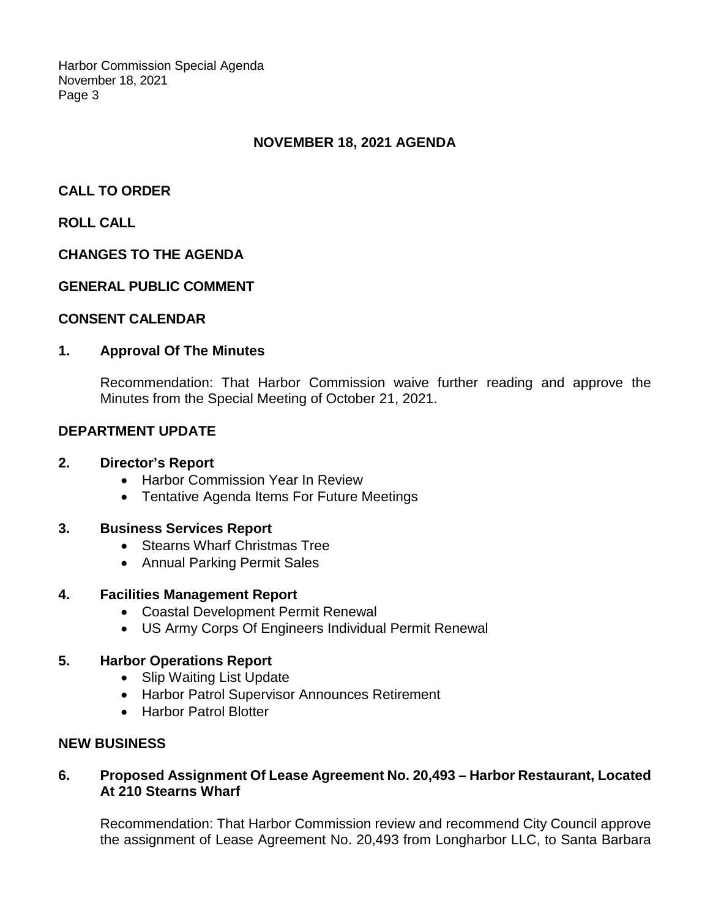## NOVEMBER 18, 2021 AGENDA

**CALL TO ORDER**

**ROLL CALL**

**CHANGES TO THE AGENDA**

**GENERAL PUBLIC COMMENT**

**CONSENT CALENDAR**

**1. Approval Of The Minutes**

Recommendation: That Harbor Commission waive further reading and approve the Minutes from the Special Meeting of October 21, 2021.

**DEPARTMENT UPDATE**

**2. Director's Report**

- Harbor Commission Year In Review
- Tentative Agenda Items For Future Meetings

**3. Business Services Report**

- Stearns Wharf Christmas Tree
- Annual Parking Permit Sales

**4. Facilities Management Report**

- Coastal Development Permit Renewal
- US Army Corps Of Engineers Individual Permit Renewal

**5. Harbor Operations Report**

- Slip Waiting List Update
- Harbor Patrol Supervisor Announces Retirement
- Harbor Patrol Blotter

**NEW BUSINESS**

**6. Proposed Assignment Of Lease Agreement No. 20,493 – Harbor Restaurant, Located At 210 Stearns Wharf**

Recommendation: That Harbor Commission review and recommend City Council approve the assignment of Lease Agreement No. 20,493 from Longharbor LLC, to Santa Barbara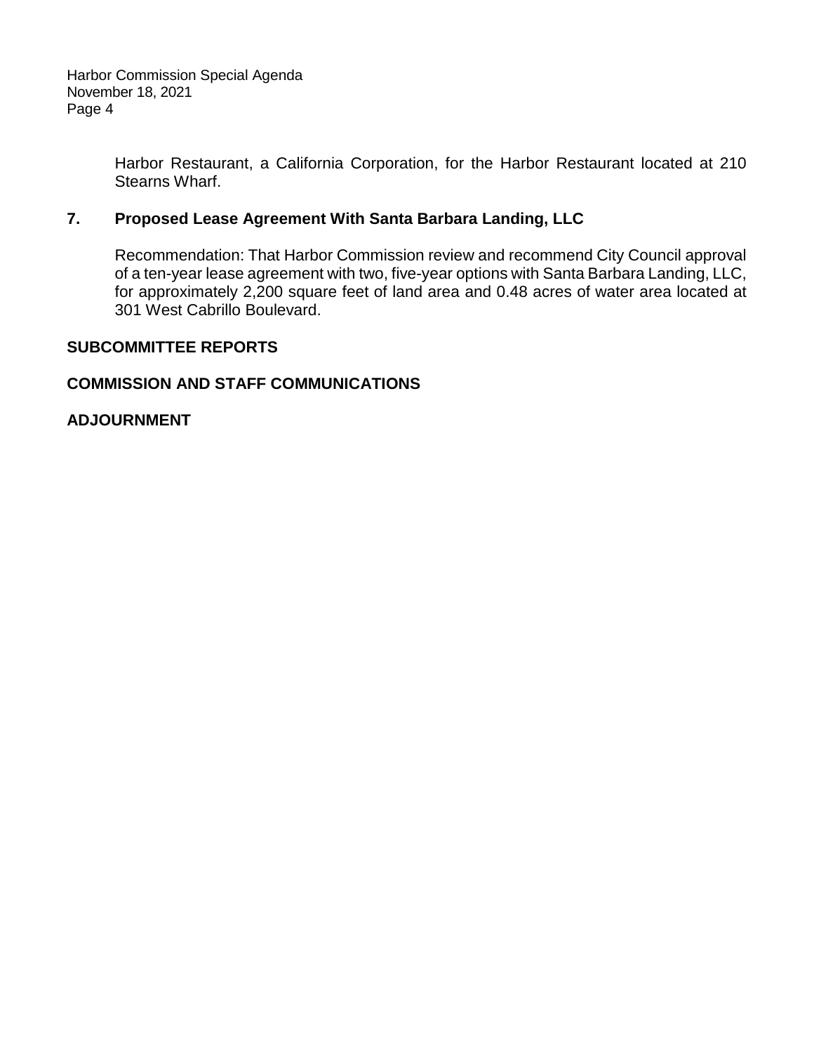Harbor Restaurant, a California Corporation, for the Harbor Restaurant located at 210 Stearns Wharf.

## 7. Proposed Lease Agreement With Santa Barbara Landing, LLC

Recommendation: That Harbor Commission review and recommend City Council approval of a ten-year lease agreement with two, five-year options with Santa Barbara Landing, LLC, for approximately 2,200 square feet of land area and 0.48 acres of water area located at 301 West Cabrillo Boulevard.

## SUBCOMMITTEE REPORTS

## COMMISSION AND STAFF COMMUNICATIONS

## ADJOURNMENT